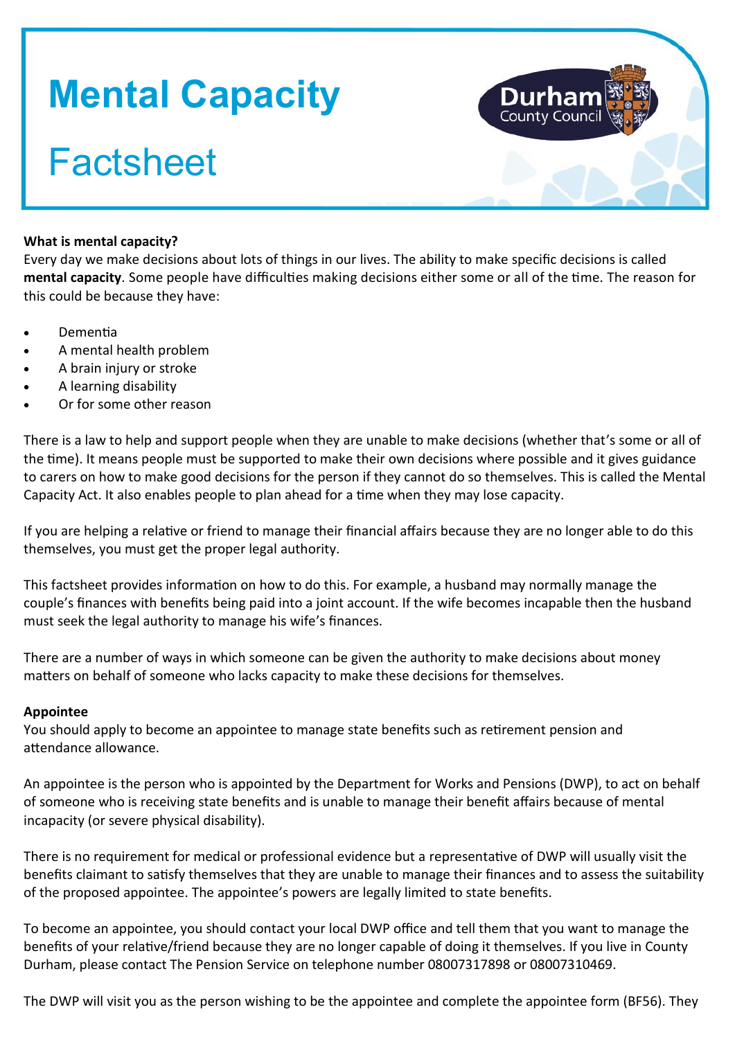# Mental Capacity

# Factsheet

Durham County Council

**What is mental capacity?**

Every day we make decisions about lots of things in our lives. The ability to make specific decisions is called **mental capacity**. Some people have difficulties making decisions either some or all of the time. The reason for this could be because they have:

- Dementia
- A mental health problem
- A brain injury or stroke
- A learning disability
- Or for some other reason

There is a law to help and support people when they are unable to make decisions (whether that's some or all of the time). It means people must be supported to make their own decisions where possible and it gives guidance to carers on how to make good decisions for the person if they cannot do so themselves. This is called the Mental Capacity Act. It also enables people to plan ahead for a time when they may lose capacity.

If you are helping a relative or friend to manage their financial affairs because they are no longer able to do this themselves, you must get the proper legal authority.

This factsheet provides information on how to do this. For example, a husband may normally manage the couple's finances with benefits being paid into a joint account. If the wife becomes incapable then the husband must seek the legal authority to manage his wife's finances.

There are a number of ways in which someone can be given the authority to make decisions about money matters on behalf of someone who lacks capacity to make these decisions for themselves.

**Appointee**

You should apply to become an appointee to manage state benefits such as retirement pension and attendance allowance.

An appointee is the person who is appointed by the Department for Works and Pensions (DWP), to act on behalf of someone who is receiving state benefits and is unable to manage their benefit affairs because of mental incapacity (or severe physical disability).

There is no requirement for medical or professional evidence but a representative of DWP will usually visit the benefits claimant to satisfy themselves that they are unable to manage their finances and to assess the suitability of the proposed appointee. The appointee's powers are legally limited to state benefits.

To become an appointee, you should contact your local DWP office and tell them that you want to manage the benefits of your relative/friend because they are no longer capable of doing it themselves. If you live in County Durham, please contact The Pension Service on telephone number 08007317898 or 08007310469.

The DWP will visit you as the person wishing to be the appointee and complete the appointee form (BF56). They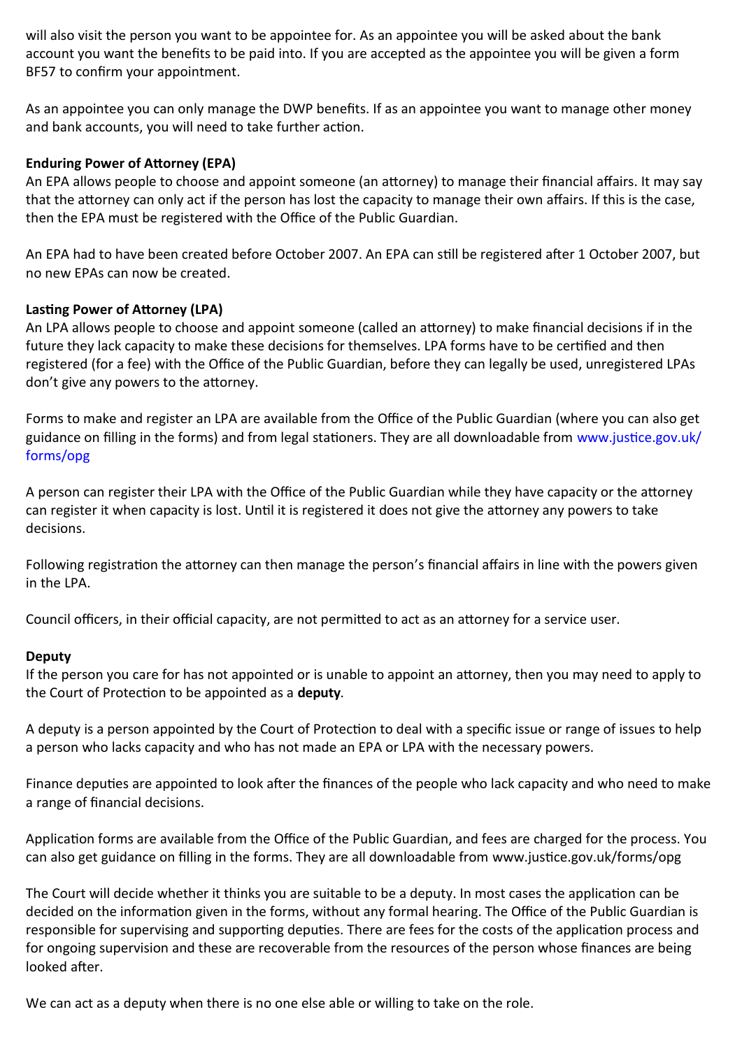will also visit the person you want to be appointee for. As an appointee you will be asked about the bank account you want the benefits to be paid into. If you are accepted as the appointee you will be given a form BF57 to confirm your appointment.

As an appointee you can only manage the DWP benefits. If as an appointee you want to manage other money and bank accounts, you will need to take further action.

**Enduring Power of Attorney (EPA)**

An EPA allows people to choose and appoint someone (an attorney) to manage their financial affairs. It may say that the attorney can only act if the person has lost the capacity to manage their own affairs. If this is the case, then the EPA must be registered with the Office of the Public Guardian.

An EPA had to have been created before October 2007. An EPA can still be registered after 1 October 2007, but no new EPAs can now be created.

**Lasting Power of Attorney (LPA)**

An LPA allows people to choose and appoint someone (called an attorney) to make financial decisions if in the future they lack capacity to make these decisions for themselves. LPA forms have to be certified and then registered (for a fee) with the Office of the Public Guardian, before they can legally be used, unregistered LPAs don't give any powers to the attorney.

Forms to make and register an LPA are available from the Office of the Public Guardian (where you can also get guidance on filling in the forms) and from legal stationers. They are all downloadable from www.justice.gov.uk/forms/opg

A person can register their LPA with the Office of the Public Guardian while they have capacity or the attorney can register it when capacity is lost. Until it is registered it does not give the attorney any powers to take decisions.

Following registration the attorney can then manage the person's financial affairs in line with the powers given in the LPA.

Council officers, in their official capacity, are not permitted to act as an attorney for a service user.

**Deputy**

If the person you care for has not appointed or is unable to appoint an attorney, then you may need to apply to the Court of Protection to be appointed as a **deputy**.

A deputy is a person appointed by the Court of Protection to deal with a specific issue or range of issues to help a person who lacks capacity and who has not made an EPA or LPA with the necessary powers.

Finance deputies are appointed to look after the finances of the people who lack capacity and who need to make a range of financial decisions.

Application forms are available from the Office of the Public Guardian, and fees are charged for the process. You can also get guidance on filling in the forms. They are all downloadable from www.justice.gov.uk/forms/opg

The Court will decide whether it thinks you are suitable to be a deputy. In most cases the application can be decided on the information given in the forms, without any formal hearing. The Office of the Public Guardian is responsible for supervising and supporting deputies. There are fees for the costs of the application process and for ongoing supervision and these are recoverable from the resources of the person whose finances are being looked after.

We can act as a deputy when there is no one else able or willing to take on the role.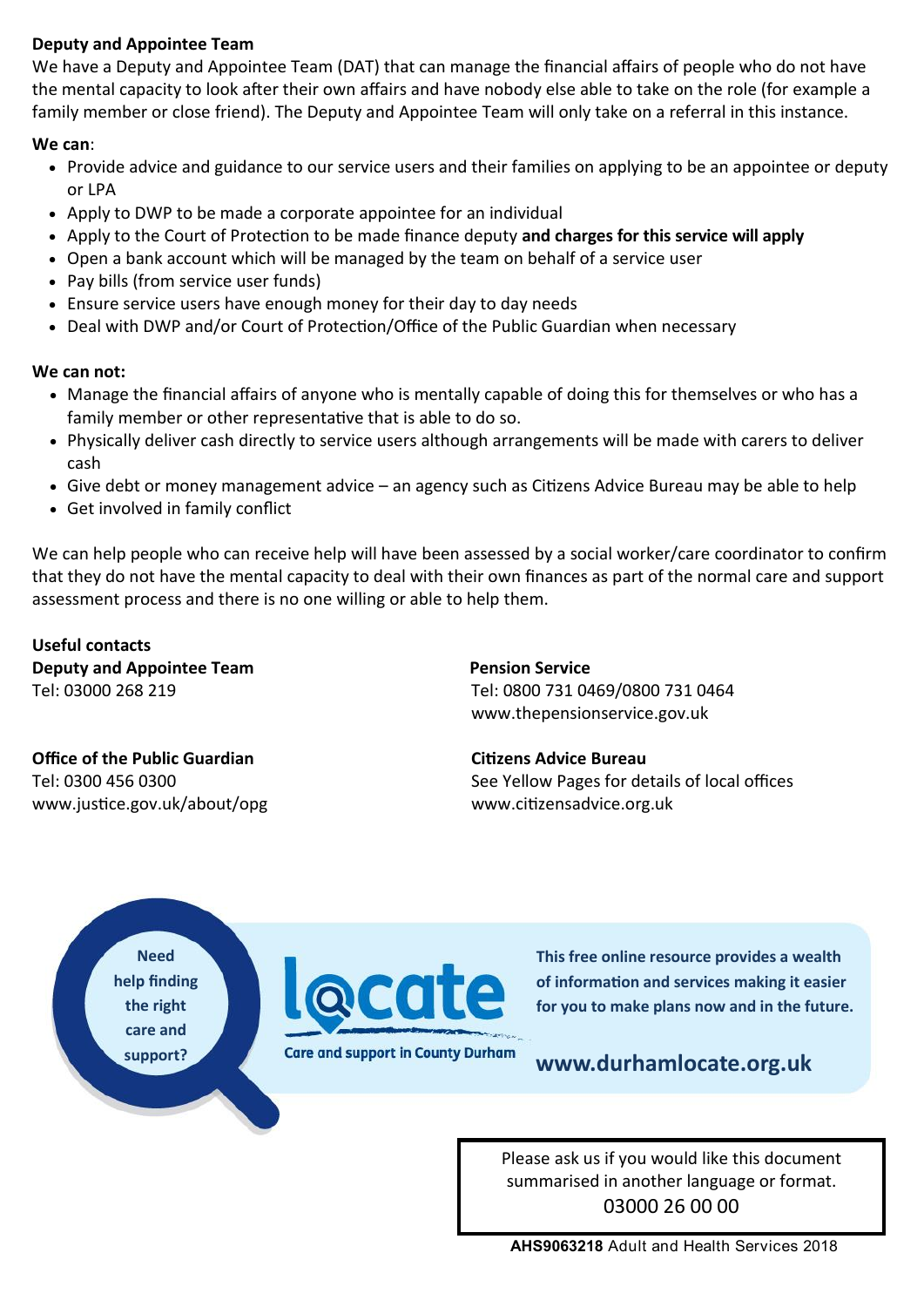## Deputy and Appointee Team

We have a Deputy and Appointee Team (DAT) that can manage the financial affairs of people who do not have the mental capacity to look after their own affairs and have nobody else able to take on the role (for example a family member or close friend). The Deputy and Appointee Team will only take on a referral in this instance.

**We can**:

- Provide advice and guidance to our service users and their families on applying to be an appointee or deputy or LPA
- Apply to DWP to be made a corporate appointee for an individual
- Apply to the Court of Protection to be made finance deputy **and charges for this service will apply**
- Open a bank account which will be managed by the team on behalf of a service user
- Pay bills (from service user funds)
- Ensure service users have enough money for their day to day needs
- Deal with DWP and/or Court of Protection/Office of the Public Guardian when necessary

**We can not:**

- Manage the financial affairs of anyone who is mentally capable of doing this for themselves or who has a family member or other representative that is able to do so.
- Physically deliver cash directly to service users although arrangements will be made with carers to deliver cash
- Give debt or money management advice – an agency such as Citizens Advice Bureau may be able to help
- Get involved in family conflict

We can help people who can receive help will have been assessed by a social worker/care coordinator to confirm that they do not have the mental capacity to deal with their own finances as part of the normal care and support assessment process and there is no one willing or able to help them.

**Useful contacts**

**Deputy and Appointee Team**
Tel: 03000 268 219

**Office of the Public Guardian**
Tel: 0300 456 0300
www.justice.gov.uk/about/opg

**Pension Service**
Tel: 0800 731 0469/0800 731 0464
www.thepensionservice.gov.uk

**Citizens Advice Bureau**
See Yellow Pages for details of local offices
www.citizensadvice.org.uk

**Need help finding the right care and support?**

locate
Care and support in County Durham

**This free online resource provides a wealth of information and services making it easier for you to make plans now and in the future.**

**www.durhamlocate.org.uk**

Please ask us if you would like this document summarised in another language or format.
03000 26 00 00

**AHS9063218** Adult and Health Services 2018